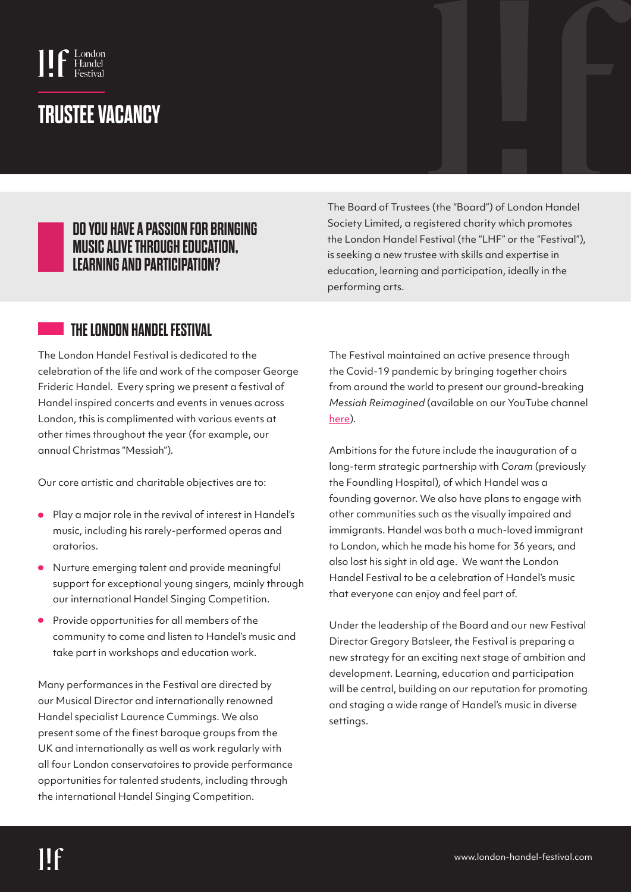London Handel Festival

# TRUSTEE VACANCY

## DO YOU HAVE A PASSION FOR BRINGING MUSIC ALIVE THROUGH EDUCATION, LEARNING AND PARTICIPATION?

The Board of Trustees (the "Board") of London Handel Society Limited, a registered charity which promotes the London Handel Festival (the "LHF" or the "Festival"), is seeking a new trustee with skills and expertise in education, learning and participation, ideally in the performing arts.

## THE LONDON HANDEL FESTIVAL

The London Handel Festival is dedicated to the celebration of the life and work of the composer George Frideric Handel. Every spring we present a festival of Handel inspired concerts and events in venues across London, this is complimented with various events at other times throughout the year (for example, our annual Christmas "Messiah").

Our core artistic and charitable objectives are to:

- Play a major role in the revival of interest in Handel's music, including his rarely-performed operas and oratorios.
- Nurture emerging talent and provide meaningful support for exceptional young singers, mainly through our international Handel Singing Competition.
- Provide opportunities for all members of the community to come and listen to Handel's music and take part in workshops and education work.

Many performances in the Festival are directed by our Musical Director and internationally renowned Handel specialist Laurence Cummings. We also present some of the finest baroque groups from the UK and internationally as well as work regularly with all four London conservatoires to provide performance opportunities for talented students, including through the international Handel Singing Competition.

The Festival maintained an active presence through the Covid-19 pandemic by bringing together choirs from around the world to present our ground-breaking *Messiah Reimagined* (available on our YouTube channel here).

Ambitions for the future include the inauguration of a long-term strategic partnership with *Coram* (previously the Foundling Hospital), of which Handel was a founding governor. We also have plans to engage with other communities such as the visually impaired and immigrants. Handel was both a much-loved immigrant to London, which he made his home for 36 years, and also lost his sight in old age. We want the London Handel Festival to be a celebration of Handel's music that everyone can enjoy and feel part of.

Under the leadership of the Board and our new Festival Director Gregory Batsleer, the Festival is preparing a new strategy for an exciting next stage of ambition and development. Learning, education and participation will be central, building on our reputation for promoting and staging a wide range of Handel's music in diverse settings.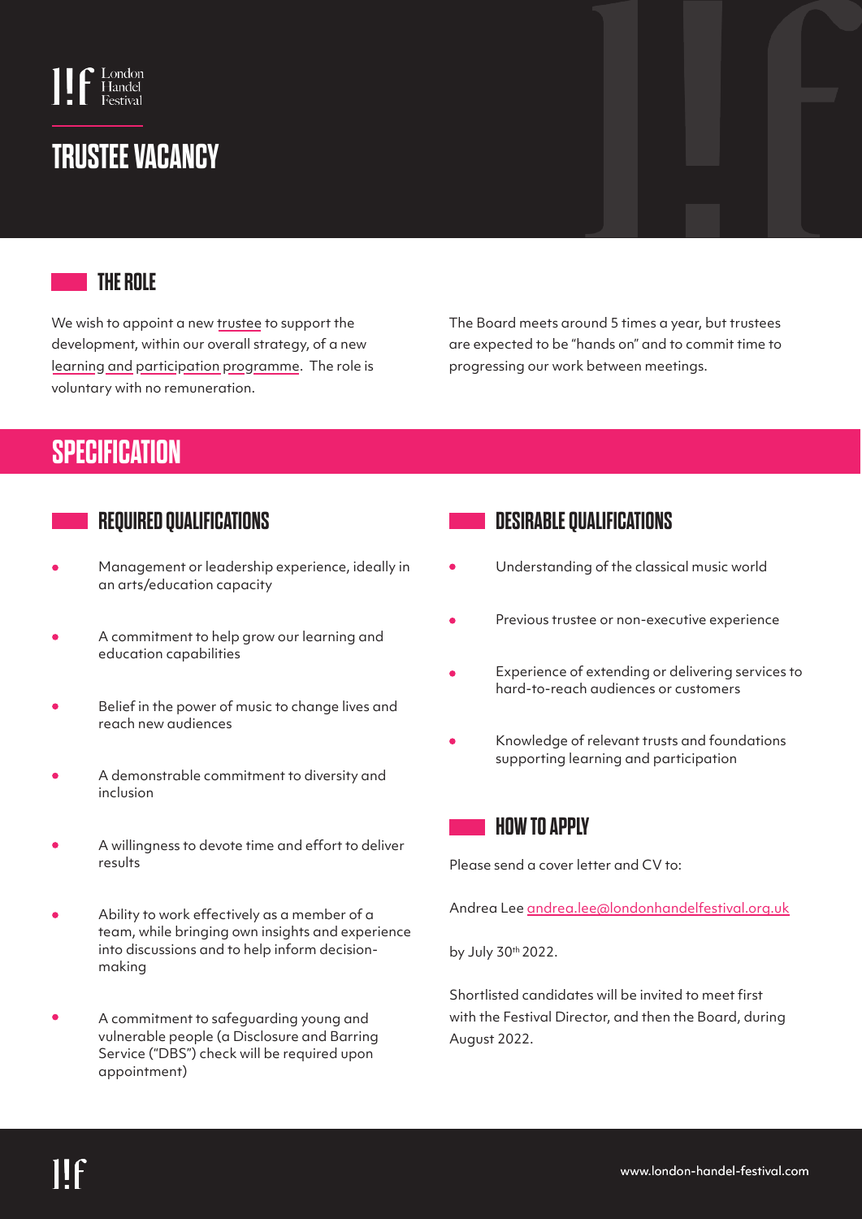London Handel Festival

# TRUSTEE VACANCY

## THE ROLE

We wish to appoint a new trustee to support the development, within our overall strategy, of a new learning and participation programme. The role is voluntary with no remuneration.

The Board meets around 5 times a year, but trustees are expected to be "hands on" and to commit time to progressing our work between meetings.

## SPECIFICATION

### REQUIRED QUALIFICATIONS

- Management or leadership experience, ideally in an arts/education capacity
- A commitment to help grow our learning and education capabilities
- Belief in the power of music to change lives and reach new audiences
- A demonstrable commitment to diversity and inclusion
- A willingness to devote time and effort to deliver results
- Ability to work effectively as a member of a team, while bringing own insights and experience into discussions and to help inform decision-making
- A commitment to safeguarding young and vulnerable people (a Disclosure and Barring Service ("DBS") check will be required upon appointment)

### DESIRABLE QUALIFICATIONS

- Understanding of the classical music world
- Previous trustee or non-executive experience
- Experience of extending or delivering services to hard-to-reach audiences or customers
- Knowledge of relevant trusts and foundations supporting learning and participation

### HOW TO APPLY

Please send a cover letter and CV to:

Andrea Lee andrea.lee@londonhandelfestival.org.uk

by July 30th 2022.

Shortlisted candidates will be invited to meet first with the Festival Director, and then the Board, during August 2022.

www.london-handel-festival.com